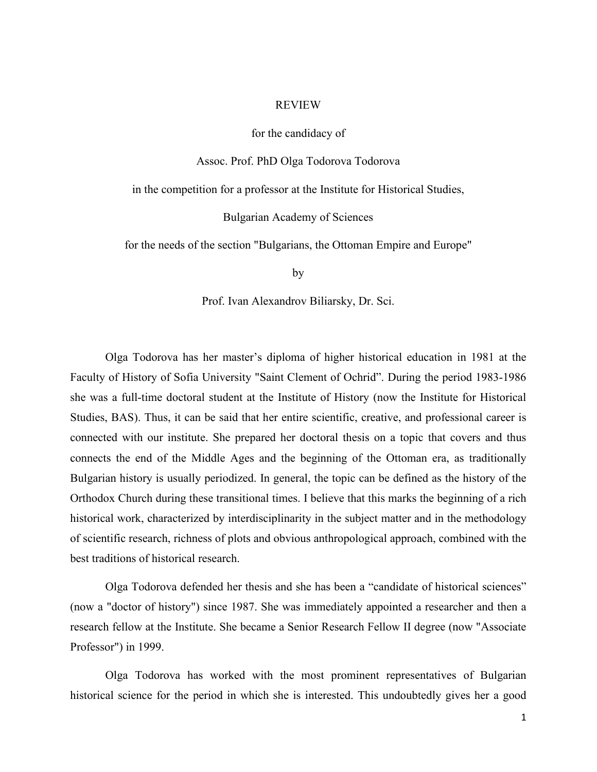# REVIEW

for the candidacy of

Assoc. Prof. PhD Olga Todorova Todorova

in the competition for a professor at the Institute for Historical Studies,

Bulgarian Academy of Sciences

for the needs of the section "Bulgarians, the Ottoman Empire and Europe"

by

Prof. Ivan Alexandrov Biliarsky, Dr. Sci.

Olga Todorova has her master's diploma of higher historical education in 1981 at the Faculty of History of Sofia University "Saint Clement of Ochrid". During the period 1983-1986 she was a full-time doctoral student at the Institute of History (now the Institute for Historical Studies, BAS). Thus, it can be said that her entire scientific, creative, and professional career is connected with our institute. She prepared her doctoral thesis on a topic that covers and thus connects the end of the Middle Ages and the beginning of the Ottoman era, as traditionally Bulgarian history is usually periodized. In general, the topic can be defined as the history of the Orthodox Church during these transitional times. I believe that this marks the beginning of a rich historical work, characterized by interdisciplinarity in the subject matter and in the methodology of scientific research, richness of plots and obvious anthropological approach, combined with the best traditions of historical research.

Olga Todorova defended her thesis and she has been a "candidate of historical sciences" (now a "doctor of history") since 1987. She was immediately appointed a researcher and then a research fellow at the Institute. She became a Senior Research Fellow II degree (now "Associate Professor") in 1999.

Olga Todorova has worked with the most prominent representatives of Bulgarian historical science for the period in which she is interested. This undoubtedly gives her a good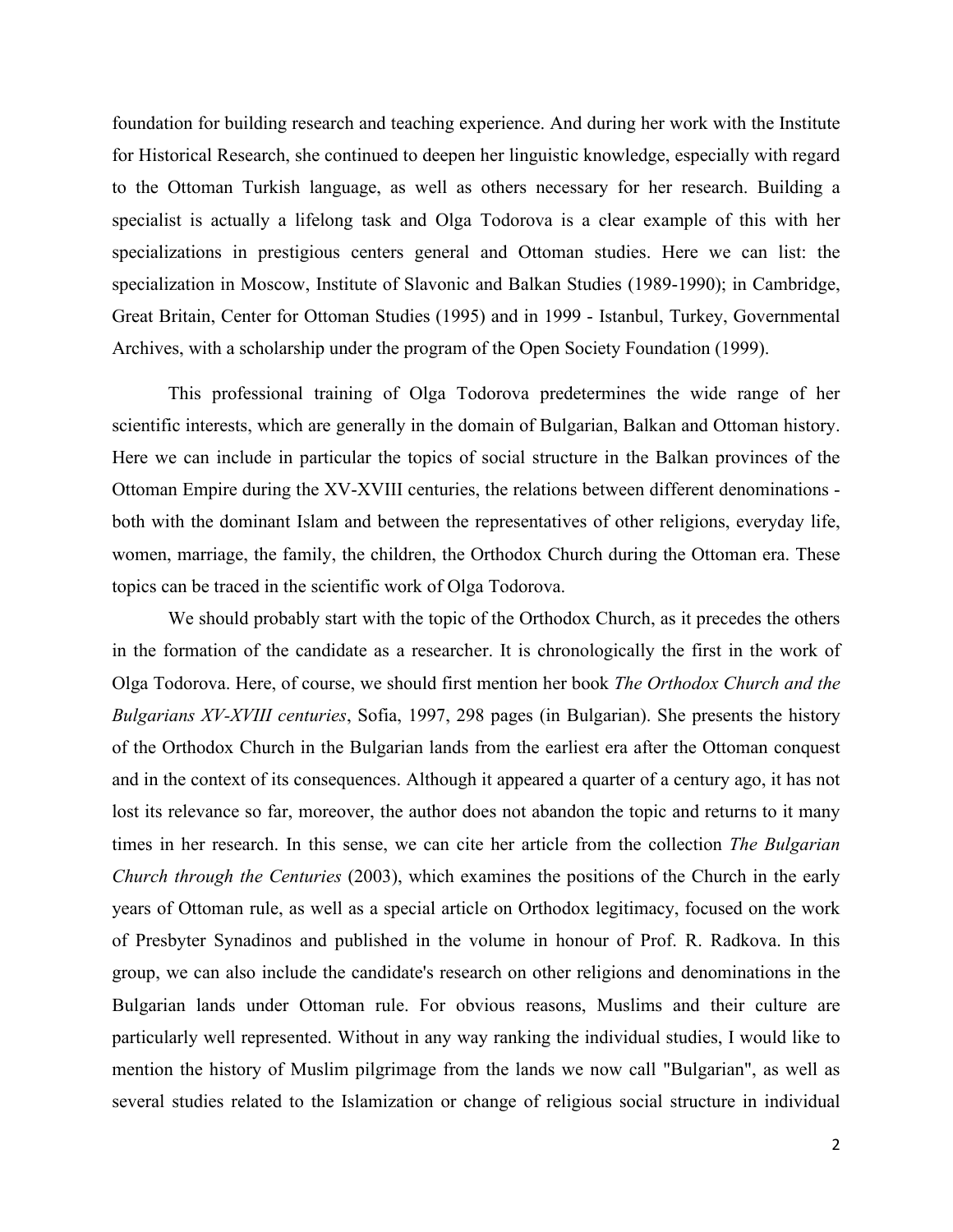foundation for building research and teaching experience. And during her work with the Institute for Historical Research, she continued to deepen her linguistic knowledge, especially with regard to the Ottoman Turkish language, as well as others necessary for her research. Building a specialist is actually a lifelong task and Olga Todorova is a clear example of this with her specializations in prestigious centers general and Ottoman studies. Here we can list: the specialization in Moscow, Institute of Slavonic and Balkan Studies (1989-1990); in Cambridge, Great Britain, Center for Ottoman Studies (1995) and in 1999 - Istanbul, Turkey, Governmental Archives, with a scholarship under the program of the Open Society Foundation (1999).

This professional training of Olga Todorova predetermines the wide range of her scientific interests, which are generally in the domain of Bulgarian, Balkan and Ottoman history. Here we can include in particular the topics of social structure in the Balkan provinces of the Ottoman Empire during the XV-XVIII centuries, the relations between different denominations - both with the dominant Islam and between the representatives of other religions, everyday life, women, marriage, the family, the children, the Orthodox Church during the Ottoman era. These topics can be traced in the scientific work of Olga Todorova.

We should probably start with the topic of the Orthodox Church, as it precedes the others in the formation of the candidate as a researcher. It is chronologically the first in the work of Olga Todorova. Here, of course, we should first mention her book *The Orthodox Church and the Bulgarians XV-XVIII centuries*, Sofia, 1997, 298 pages (in Bulgarian). She presents the history of the Orthodox Church in the Bulgarian lands from the earliest era after the Ottoman conquest and in the context of its consequences. Although it appeared a quarter of a century ago, it has not lost its relevance so far, moreover, the author does not abandon the topic and returns to it many times in her research. In this sense, we can cite her article from the collection *The Bulgarian Church through the Centuries* (2003), which examines the positions of the Church in the early years of Ottoman rule, as well as a special article on Orthodox legitimacy, focused on the work of Presbyter Synadinos and published in the volume in honour of Prof. R. Radkova. In this group, we can also include the candidate's research on other religions and denominations in the Bulgarian lands under Ottoman rule. For obvious reasons, Muslims and their culture are particularly well represented. Without in any way ranking the individual studies, I would like to mention the history of Muslim pilgrimage from the lands we now call "Bulgarian", as well as several studies related to the Islamization or change of religious social structure in individual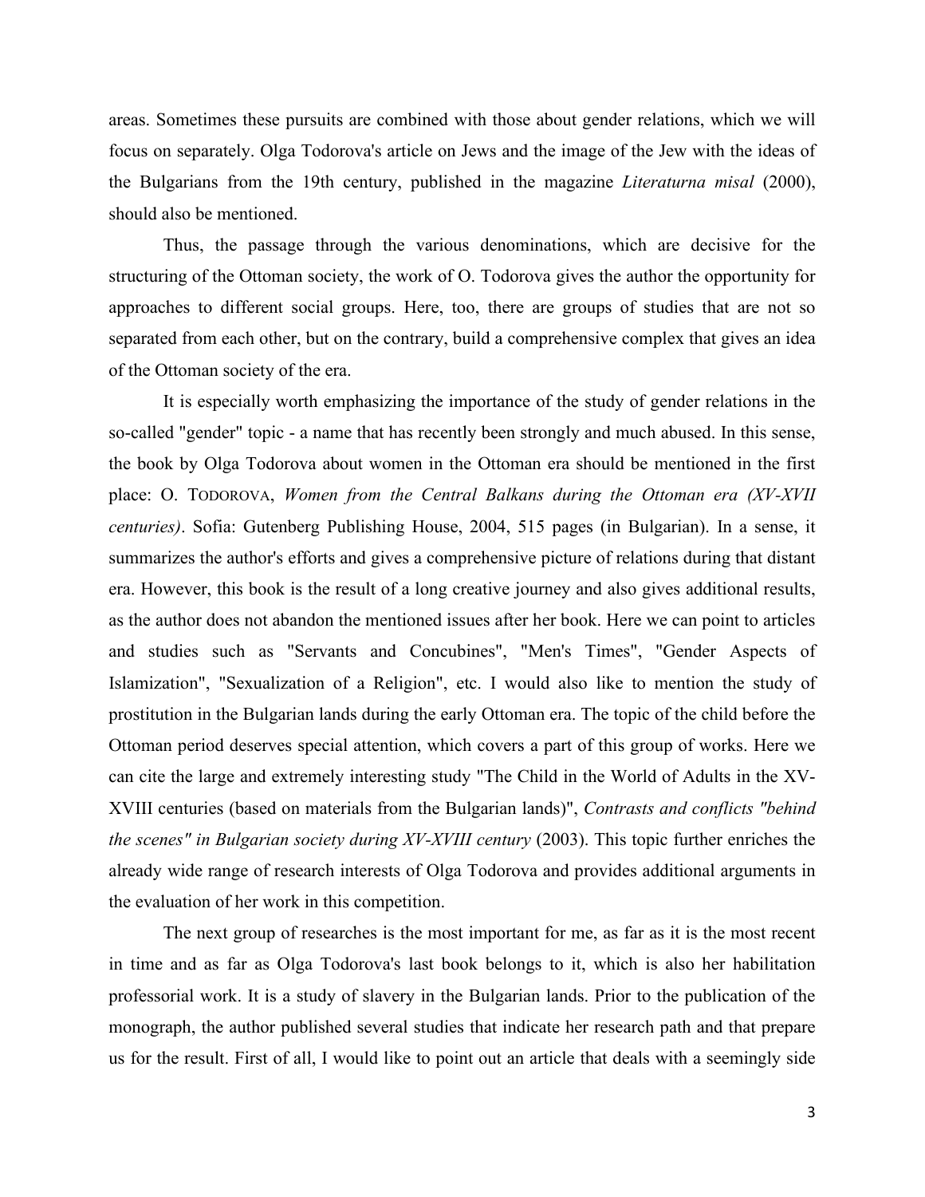areas. Sometimes these pursuits are combined with those about gender relations, which we will focus on separately. Olga Todorova's article on Jews and the image of the Jew with the ideas of the Bulgarians from the 19th century, published in the magazine *Literaturna misal* (2000), should also be mentioned.

Thus, the passage through the various denominations, which are decisive for the structuring of the Ottoman society, the work of O. Todorova gives the author the opportunity for approaches to different social groups. Here, too, there are groups of studies that are not so separated from each other, but on the contrary, build a comprehensive complex that gives an idea of the Ottoman society of the era.

It is especially worth emphasizing the importance of the study of gender relations in the so-called "gender" topic - a name that has recently been strongly and much abused. In this sense, the book by Olga Todorova about women in the Ottoman era should be mentioned in the first place: O. TODOROVA, *Women from the Central Balkans during the Ottoman era (XV-XVII centuries)*. Sofia: Gutenberg Publishing House, 2004, 515 pages (in Bulgarian). In a sense, it summarizes the author's efforts and gives a comprehensive picture of relations during that distant era. However, this book is the result of a long creative journey and also gives additional results, as the author does not abandon the mentioned issues after her book. Here we can point to articles and studies such as "Servants and Concubines", "Men's Times", "Gender Aspects of Islamization", "Sexualization of a Religion", etc. I would also like to mention the study of prostitution in the Bulgarian lands during the early Ottoman era. The topic of the child before the Ottoman period deserves special attention, which covers a part of this group of works. Here we can cite the large and extremely interesting study "The Child in the World of Adults in the XV-XVIII centuries (based on materials from the Bulgarian lands)", *Contrasts and conflicts "behind the scenes" in Bulgarian society during XV-XVIII century* (2003). This topic further enriches the already wide range of research interests of Olga Todorova and provides additional arguments in the evaluation of her work in this competition.

The next group of researches is the most important for me, as far as it is the most recent in time and as far as Olga Todorova's last book belongs to it, which is also her habilitation professorial work. It is a study of slavery in the Bulgarian lands. Prior to the publication of the monograph, the author published several studies that indicate her research path and that prepare us for the result. First of all, I would like to point out an article that deals with a seemingly side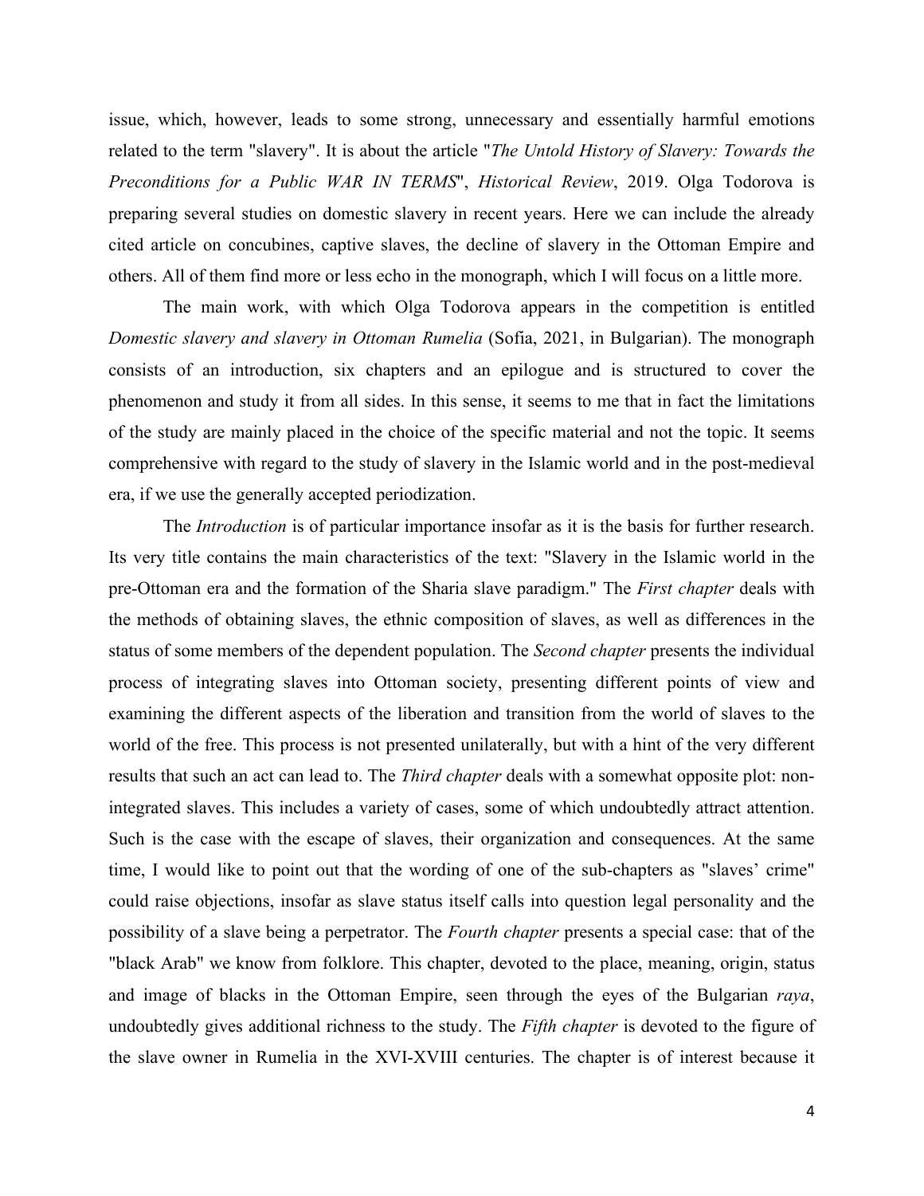issue, which, however, leads to some strong, unnecessary and essentially harmful emotions related to the term "slavery". It is about the article "*The Untold History of Slavery: Towards the Preconditions for a Public WAR IN TERMS*", *Historical Review*, 2019. Olga Todorova is preparing several studies on domestic slavery in recent years. Here we can include the already cited article on concubines, captive slaves, the decline of slavery in the Ottoman Empire and others. All of them find more or less echo in the monograph, which I will focus on a little more.

The main work, with which Olga Todorova appears in the competition is entitled *Domestic slavery and slavery in Ottoman Rumelia* (Sofia, 2021, in Bulgarian). The monograph consists of an introduction, six chapters and an epilogue and is structured to cover the phenomenon and study it from all sides. In this sense, it seems to me that in fact the limitations of the study are mainly placed in the choice of the specific material and not the topic. It seems comprehensive with regard to the study of slavery in the Islamic world and in the post-medieval era, if we use the generally accepted periodization.

The *Introduction* is of particular importance insofar as it is the basis for further research. Its very title contains the main characteristics of the text: "Slavery in the Islamic world in the pre-Ottoman era and the formation of the Sharia slave paradigm." The *First chapter* deals with the methods of obtaining slaves, the ethnic composition of slaves, as well as differences in the status of some members of the dependent population. The *Second chapter* presents the individual process of integrating slaves into Ottoman society, presenting different points of view and examining the different aspects of the liberation and transition from the world of slaves to the world of the free. This process is not presented unilaterally, but with a hint of the very different results that such an act can lead to. The *Third chapter* deals with a somewhat opposite plot: non-integrated slaves. This includes a variety of cases, some of which undoubtedly attract attention. Such is the case with the escape of slaves, their organization and consequences. At the same time, I would like to point out that the wording of one of the sub-chapters as "slaves' crime" could raise objections, insofar as slave status itself calls into question legal personality and the possibility of a slave being a perpetrator. The *Fourth chapter* presents a special case: that of the "black Arab" we know from folklore. This chapter, devoted to the place, meaning, origin, status and image of blacks in the Ottoman Empire, seen through the eyes of the Bulgarian *raya*, undoubtedly gives additional richness to the study. The *Fifth chapter* is devoted to the figure of the slave owner in Rumelia in the XVI-XVIII centuries. The chapter is of interest because it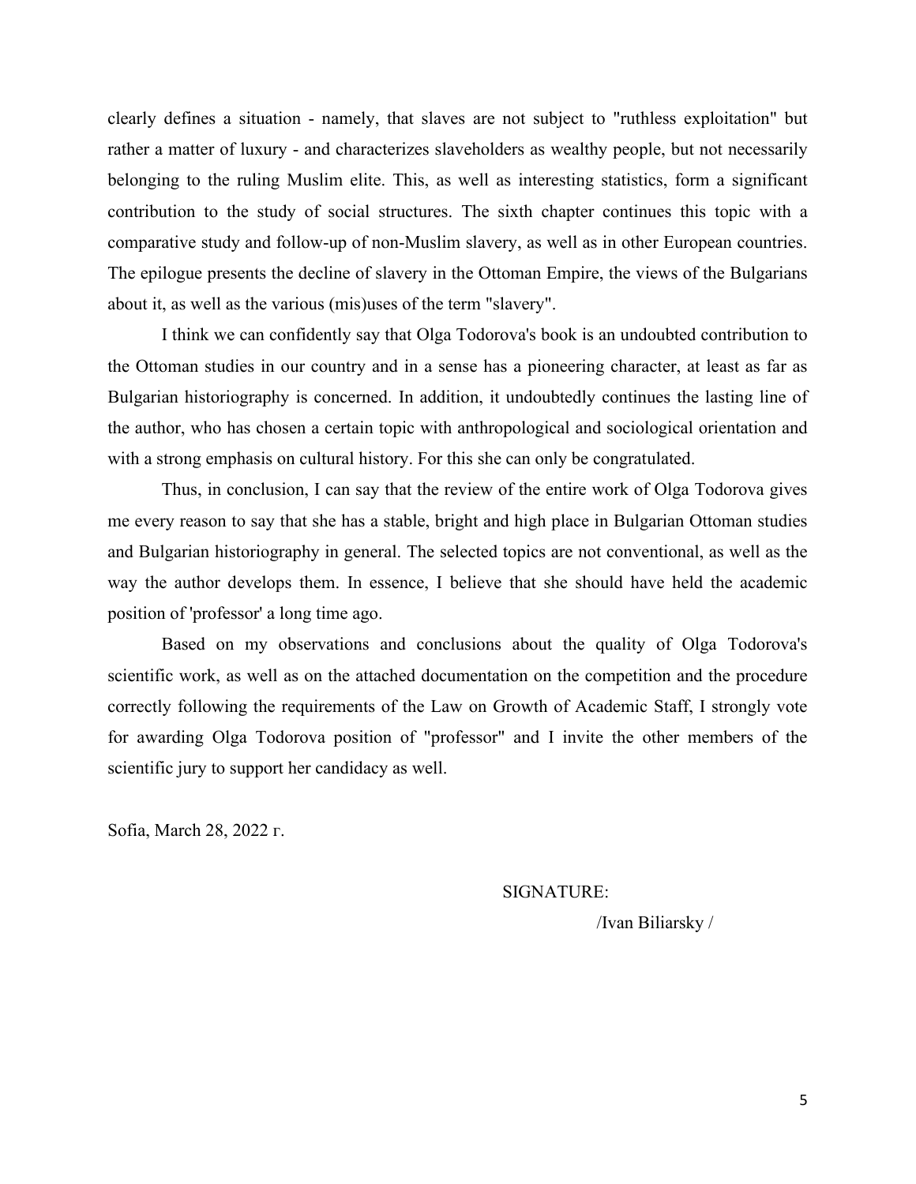clearly defines a situation - namely, that slaves are not subject to "ruthless exploitation" but rather a matter of luxury - and characterizes slaveholders as wealthy people, but not necessarily belonging to the ruling Muslim elite. This, as well as interesting statistics, form a significant contribution to the study of social structures. The sixth chapter continues this topic with a comparative study and follow-up of non-Muslim slavery, as well as in other European countries. The epilogue presents the decline of slavery in the Ottoman Empire, the views of the Bulgarians about it, as well as the various (mis)uses of the term "slavery".

I think we can confidently say that Olga Todorova's book is an undoubted contribution to the Ottoman studies in our country and in a sense has a pioneering character, at least as far as Bulgarian historiography is concerned. In addition, it undoubtedly continues the lasting line of the author, who has chosen a certain topic with anthropological and sociological orientation and with a strong emphasis on cultural history. For this she can only be congratulated.

Thus, in conclusion, I can say that the review of the entire work of Olga Todorova gives me every reason to say that she has a stable, bright and high place in Bulgarian Ottoman studies and Bulgarian historiography in general. The selected topics are not conventional, as well as the way the author develops them. In essence, I believe that she should have held the academic position of 'professor' a long time ago.

Based on my observations and conclusions about the quality of Olga Todorova's scientific work, as well as on the attached documentation on the competition and the procedure correctly following the requirements of the Law on Growth of Academic Staff, I strongly vote for awarding Olga Todorova position of "professor" and I invite the other members of the scientific jury to support her candidacy as well.

Sofia, March 28, 2022 г.

SIGNATURE:

/Ivan Biliarsky /